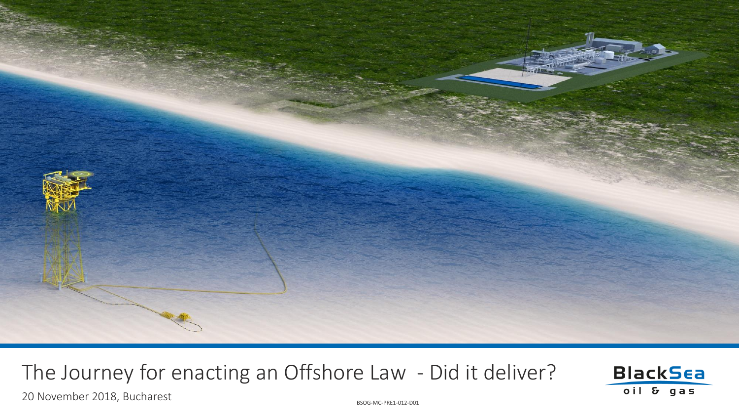# The Journey for enacting an Offshore Law - Did it deliver?

20 November 2018, Bucharest

BSOG-MC-PRE1-012-D01

BlackSea oil & gas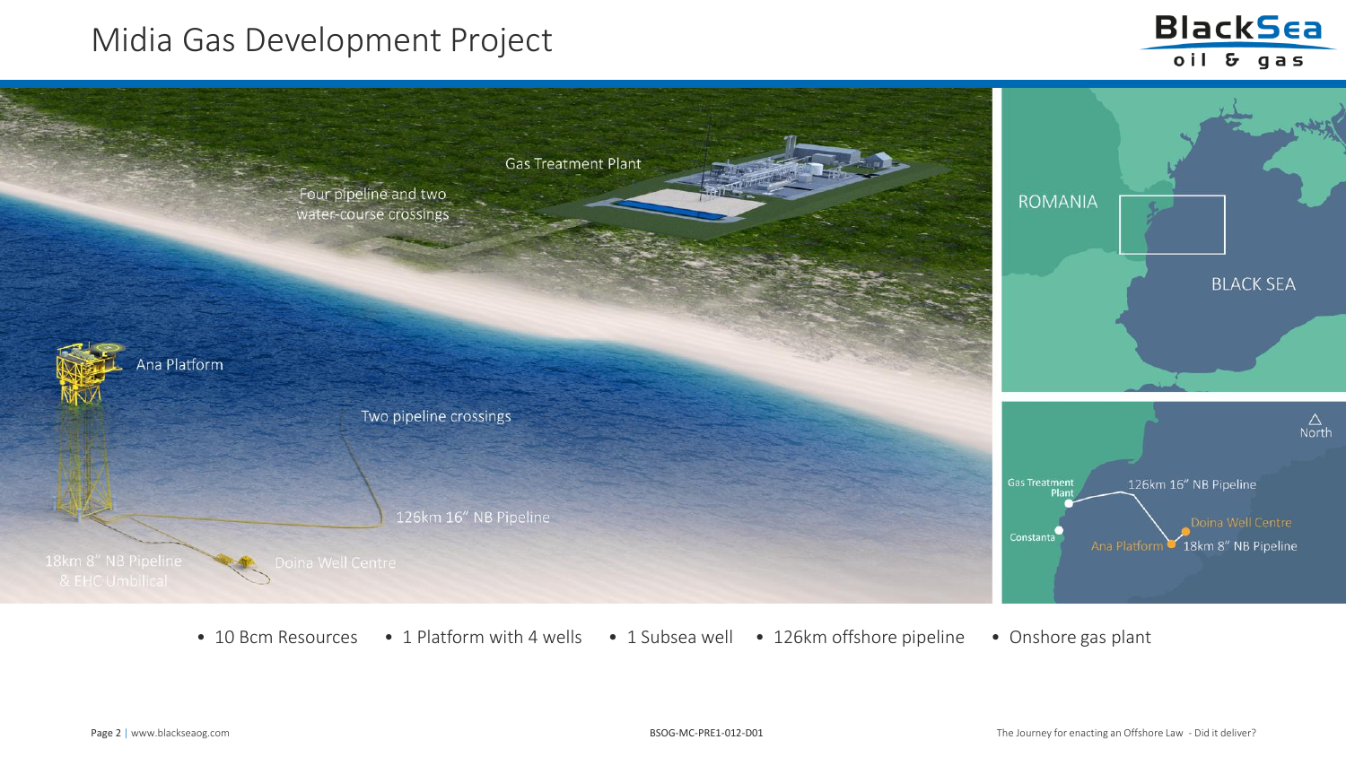# Midia Gas Development Project

Gas Treatment Plant

Four pipeline and two water-course crossings

Ana Platform

Two pipeline crossings

126km 16" NB Pipeline

18km 8" NB Pipeline & EHC Umbilical

Doina Well Centre

ROMANIA

BLACK SEA

North

Gas Treatment Plant

Constanta

126km 16" NB Pipeline

Doina Well Centre

Ana Platform

18km 8" NB Pipeline

- 10 Bcm Resources
- 1 Platform with 4 wells
- 1 Subsea well
- 126km offshore pipeline
- Onshore gas plant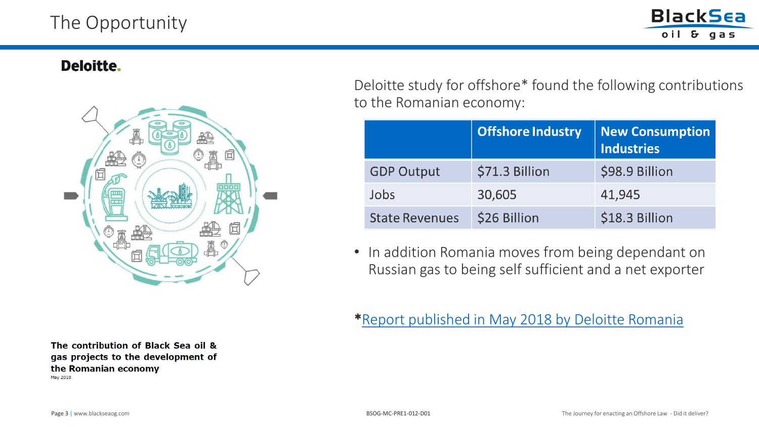# The Opportunity

**Deloitte.**

**The contribution of Black Sea oil & gas projects to the development of the Romanian economy**
May 2018

Deloitte study for offshore* found the following contributions to the Romanian economy:

| | Offshore Industry | New Consumption Industries |
|---|---|---|
| GDP Output | $71.3 Billion | $98.9 Billion |
| Jobs | 30,605 | 41,945 |
| State Revenues | $26 Billion | $18.3 Billion |

- In addition Romania moves from being dependant on Russian gas to being self sufficient and a net exporter

*Report published in May 2018 by Deloitte Romania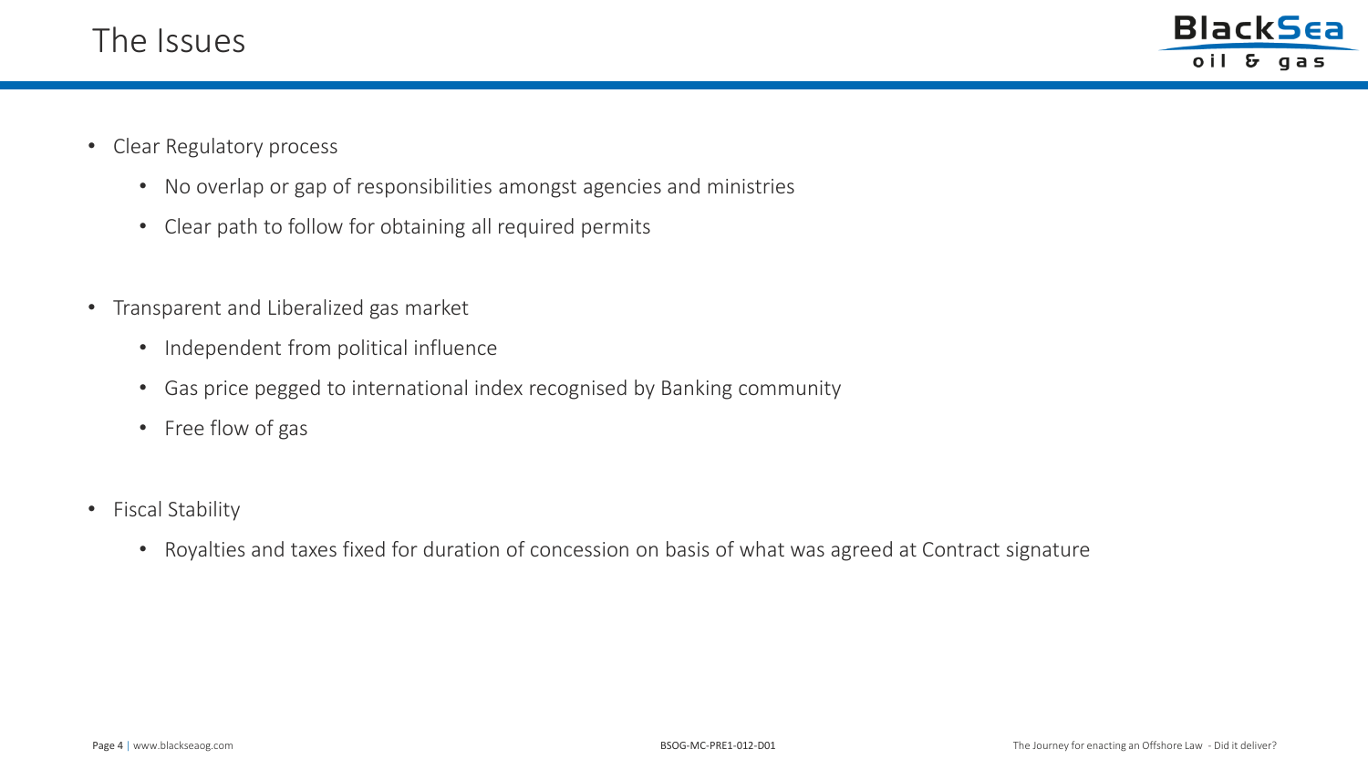# The Issues

- Clear Regulatory process
  - No overlap or gap of responsibilities amongst agencies and ministries
  - Clear path to follow for obtaining all required permits

- Transparent and Liberalized gas market
  - Independent from political influence
  - Gas price pegged to international index recognised by Banking community
  - Free flow of gas

- Fiscal Stability
  - Royalties and taxes fixed for duration of concession on basis of what was agreed at Contract signature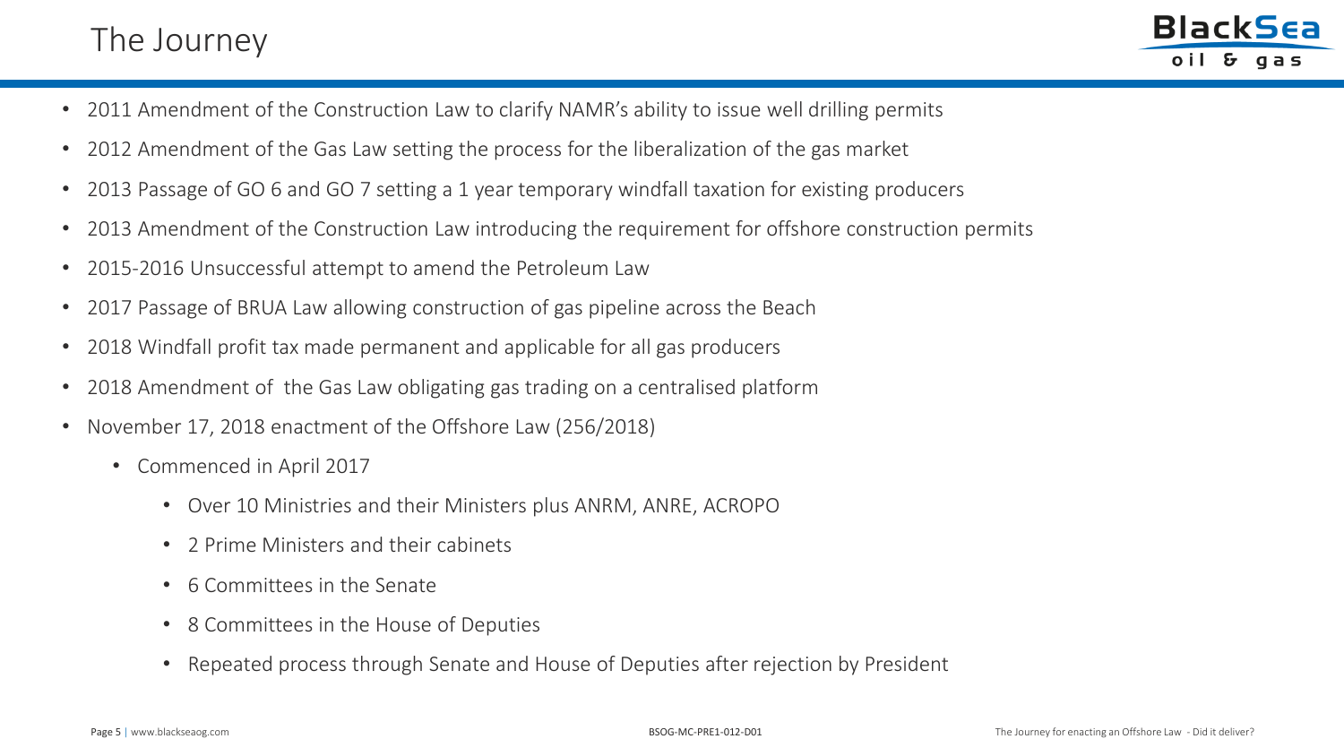# The Journey

- 2011 Amendment of the Construction Law to clarify NAMR's ability to issue well drilling permits
- 2012 Amendment of the Gas Law setting the process for the liberalization of the gas market
- 2013 Passage of GO 6 and GO 7 setting a 1 year temporary windfall taxation for existing producers
- 2013 Amendment of the Construction Law introducing the requirement for offshore construction permits
- 2015-2016 Unsuccessful attempt to amend the Petroleum Law
- 2017 Passage of BRUA Law allowing construction of gas pipeline across the Beach
- 2018 Windfall profit tax made permanent and applicable for all gas producers
- 2018 Amendment of the Gas Law obligating gas trading on a centralised platform
- November 17, 2018 enactment of the Offshore Law (256/2018)
  - Commenced in April 2017
    - Over 10 Ministries and their Ministers plus ANRM, ANRE, ACROPO
    - 2 Prime Ministers and their cabinets
    - 6 Committees in the Senate
    - 8 Committees in the House of Deputies
    - Repeated process through Senate and House of Deputies after rejection by President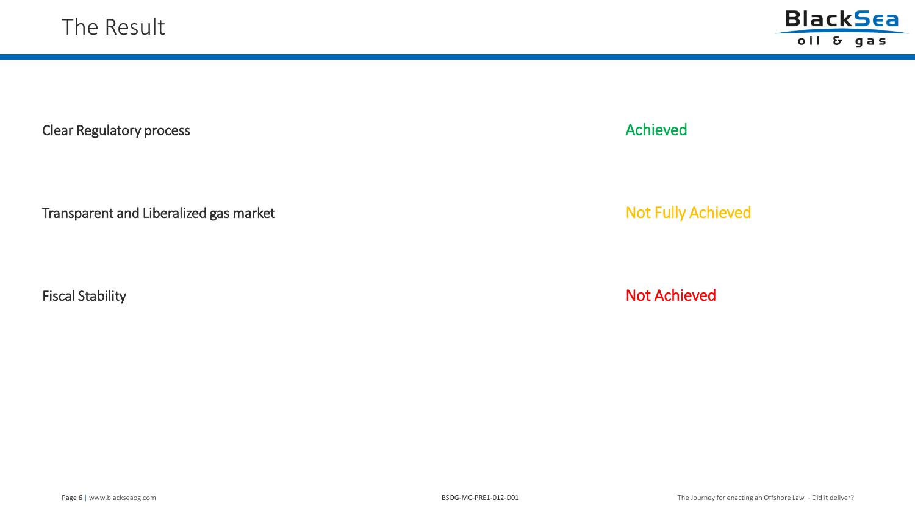# The Result

| | |
|---|---|
| Clear Regulatory process | Achieved |
| Transparent and Liberalized gas market | Not Fully Achieved |
| Fiscal Stability | Not Achieved |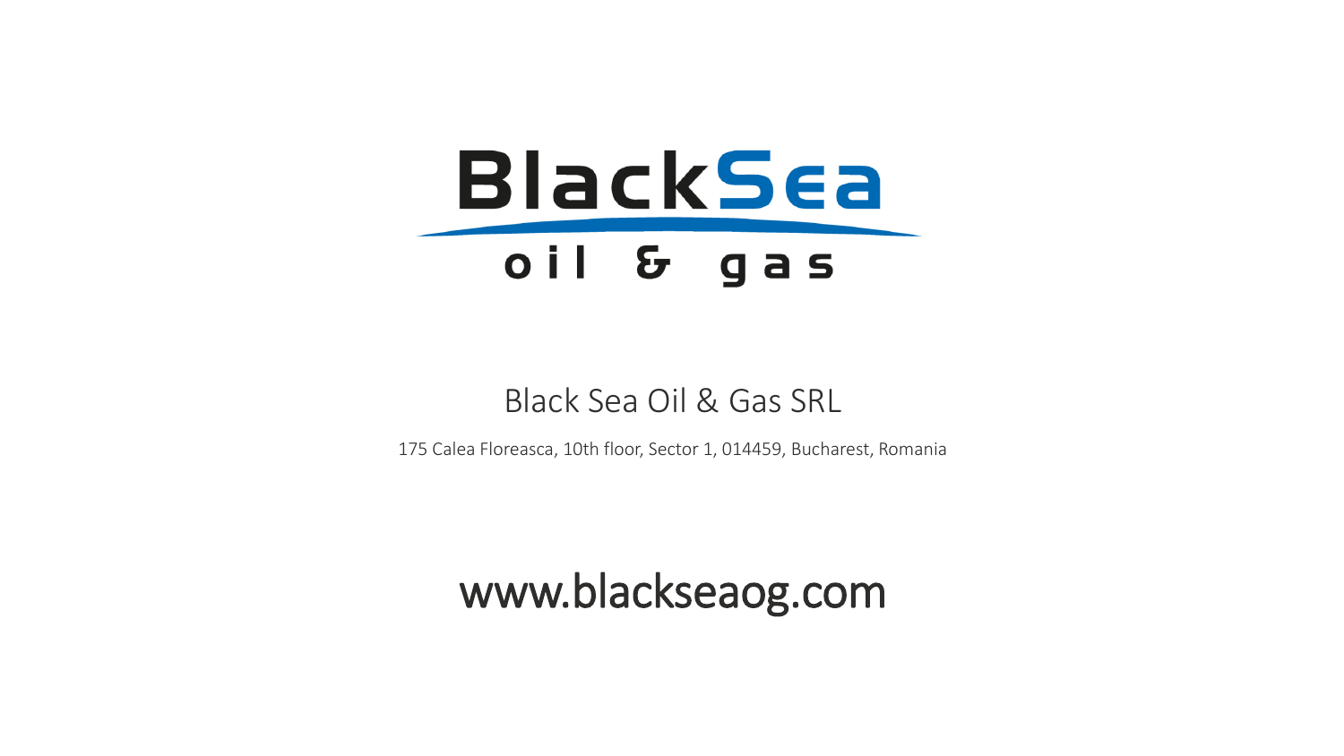BlackSea

oil & gas

Black Sea Oil & Gas SRL

175 Calea Floreasca, 10th floor, Sector 1, 014459, Bucharest, Romania

www.blackseaog.com